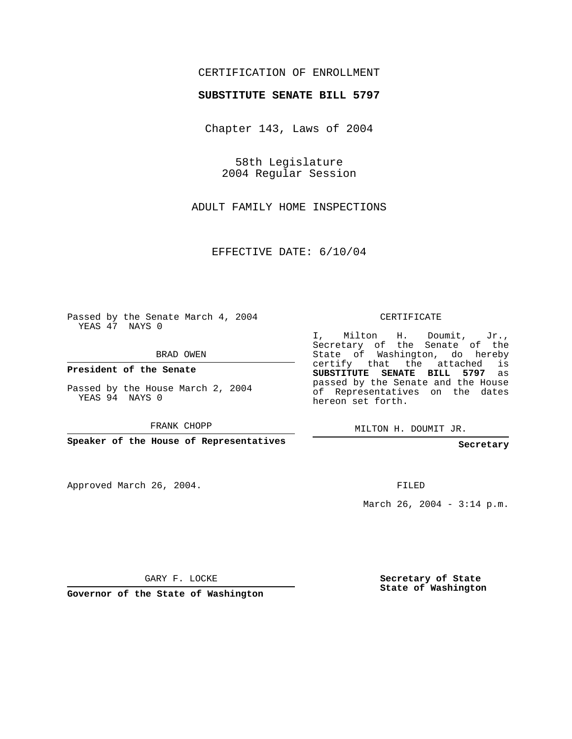CERTIFICATION OF ENROLLMENT

**SUBSTITUTE SENATE BILL 5797**

Chapter 143, Laws of 2004

58th Legislature
2004 Regular Session

ADULT FAMILY HOME INSPECTIONS

EFFECTIVE DATE: 6/10/04

Passed by the Senate March 4, 2004
YEAS 47 NAYS 0

BRAD OWEN

**President of the Senate**

Passed by the House March 2, 2004
YEAS 94 NAYS 0

FRANK CHOPP

**Speaker of the House of Representatives**

CERTIFICATE

I, Milton H. Doumit, Jr., Secretary of the Senate of the State of Washington, do hereby certify that the attached is **SUBSTITUTE SENATE BILL 5797** as passed by the Senate and the House of Representatives on the dates hereon set forth.

MILTON H. DOUMIT JR.

**Secretary**

Approved March 26, 2004.

FILED

March 26, 2004 - 3:14 p.m.

GARY F. LOCKE

**Governor of the State of Washington**

**Secretary of State**
**State of Washington**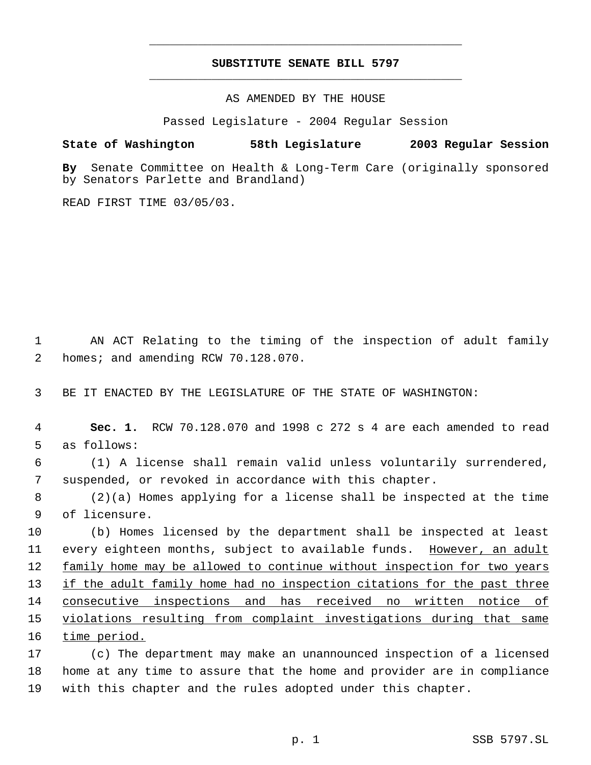# SUBSTITUTE SENATE BILL 5797

AS AMENDED BY THE HOUSE

Passed Legislature - 2004 Regular Session

**State of Washington 58th Legislature 2003 Regular Session**

**By** Senate Committee on Health & Long-Term Care (originally sponsored by Senators Parlette and Brandland)

READ FIRST TIME 03/05/03.

AN ACT Relating to the timing of the inspection of adult family homes; and amending RCW 70.128.070.

BE IT ENACTED BY THE LEGISLATURE OF THE STATE OF WASHINGTON:

**Sec. 1.** RCW 70.128.070 and 1998 c 272 s 4 are each amended to read as follows:

(1) A license shall remain valid unless voluntarily surrendered, suspended, or revoked in accordance with this chapter.

(2)(a) Homes applying for a license shall be inspected at the time of licensure.

(b) Homes licensed by the department shall be inspected at least every eighteen months, subject to available funds. <u>However, an adult family home may be allowed to continue without inspection for two years if the adult family home had no inspection citations for the past three consecutive inspections and has received no written notice of violations resulting from complaint investigations during that same time period.</u>

(c) The department may make an unannounced inspection of a licensed home at any time to assure that the home and provider are in compliance with this chapter and the rules adopted under this chapter.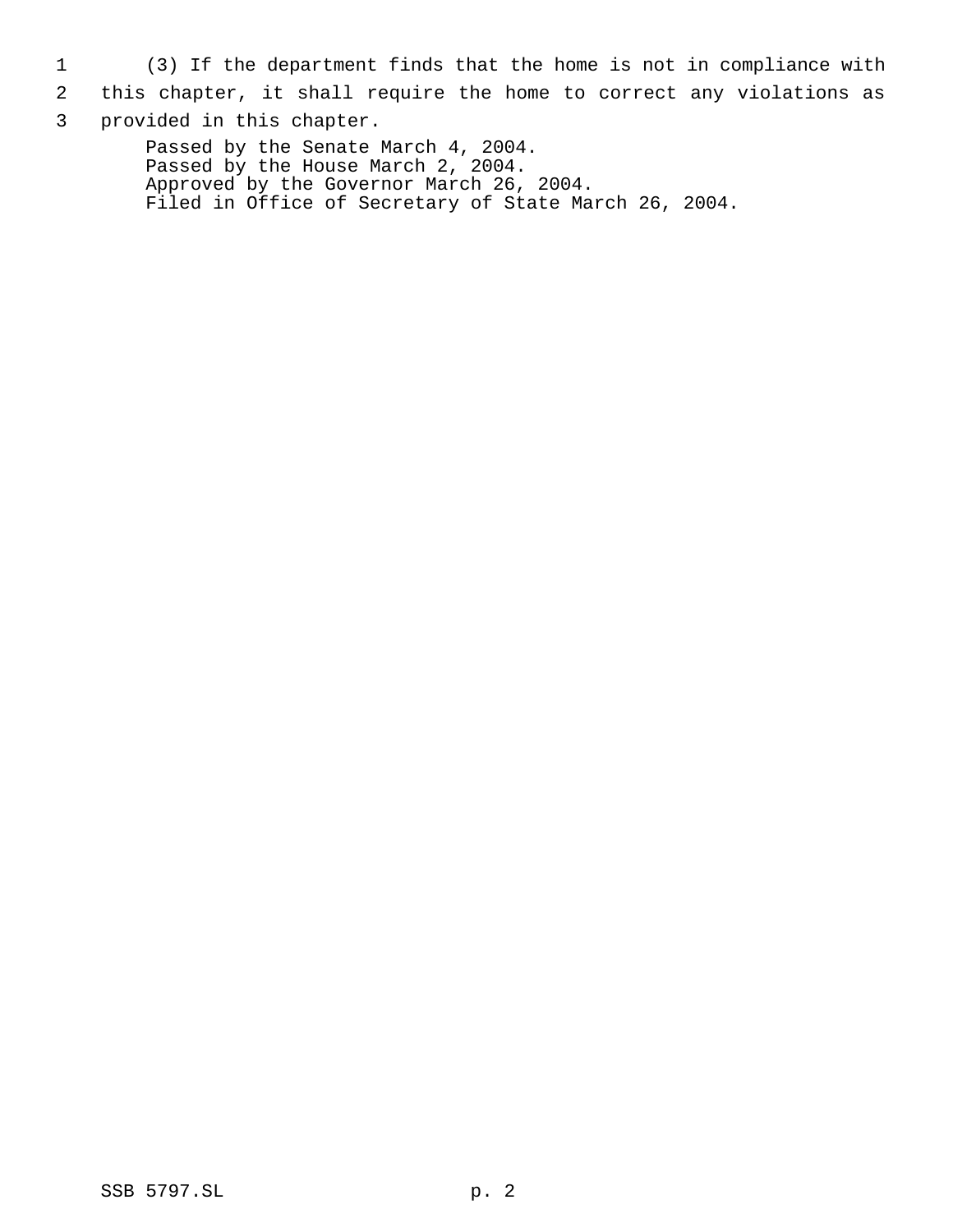(3) If the department finds that the home is not in compliance with this chapter, it shall require the home to correct any violations as provided in this chapter.

Passed by the Senate March 4, 2004.
Passed by the House March 2, 2004.
Approved by the Governor March 26, 2004.
Filed in Office of Secretary of State March 26, 2004.